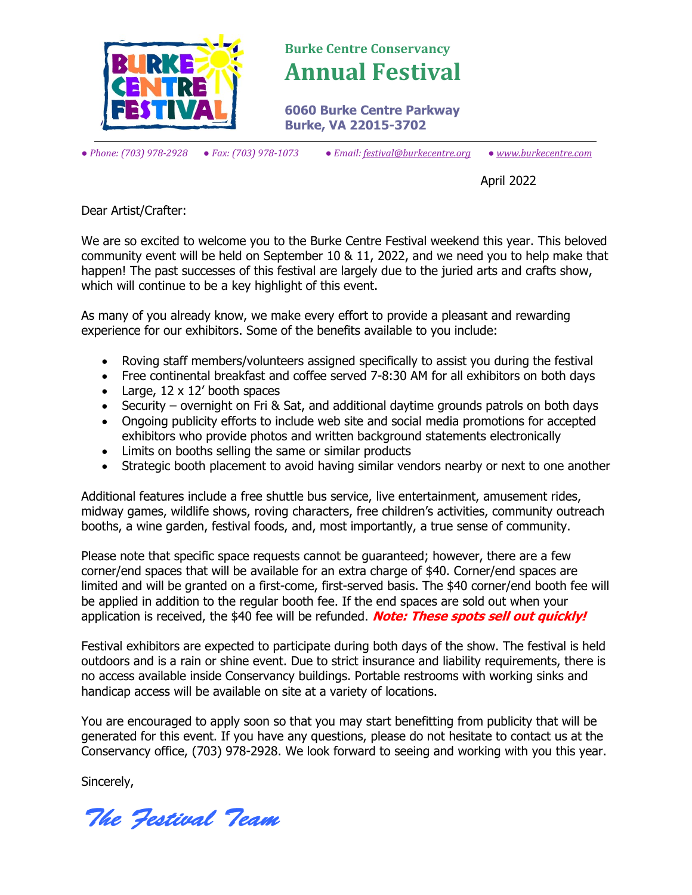## Burke Centre Conservancy

# Annual Festival

**6060 Burke Centre Parkway**
**Burke, VA 22015-3702**

*● Phone: (703) 978-2928 ● Fax: (703) 978-1073 ● Email: festival@burkecentre.org ● www.burkecentre.com*

April 2022

Dear Artist/Crafter:

We are so excited to welcome you to the Burke Centre Festival weekend this year. This beloved community event will be held on September 10 & 11, 2022, and we need you to help make that happen! The past successes of this festival are largely due to the juried arts and crafts show, which will continue to be a key highlight of this event.

As many of you already know, we make every effort to provide a pleasant and rewarding experience for our exhibitors. Some of the benefits available to you include:

- Roving staff members/volunteers assigned specifically to assist you during the festival
- Free continental breakfast and coffee served 7-8:30 AM for all exhibitors on both days
- Large, 12 x 12' booth spaces
- Security – overnight on Fri & Sat, and additional daytime grounds patrols on both days
- Ongoing publicity efforts to include web site and social media promotions for accepted exhibitors who provide photos and written background statements electronically
- Limits on booths selling the same or similar products
- Strategic booth placement to avoid having similar vendors nearby or next to one another

Additional features include a free shuttle bus service, live entertainment, amusement rides, midway games, wildlife shows, roving characters, free children's activities, community outreach booths, a wine garden, festival foods, and, most importantly, a true sense of community.

Please note that specific space requests cannot be guaranteed; however, there are a few corner/end spaces that will be available for an extra charge of $40. Corner/end spaces are limited and will be granted on a first-come, first-served basis. The $40 corner/end booth fee will be applied in addition to the regular booth fee. If the end spaces are sold out when your application is received, the $40 fee will be refunded. ***Note: These spots sell out quickly!***

Festival exhibitors are expected to participate during both days of the show. The festival is held outdoors and is a rain or shine event. Due to strict insurance and liability requirements, there is no access available inside Conservancy buildings. Portable restrooms with working sinks and handicap access will be available on site at a variety of locations.

You are encouraged to apply soon so that you may start benefitting from publicity that will be generated for this event. If you have any questions, please do not hesitate to contact us at the Conservancy office, (703) 978-2928. We look forward to seeing and working with you this year.

Sincerely,

*The Festival Team*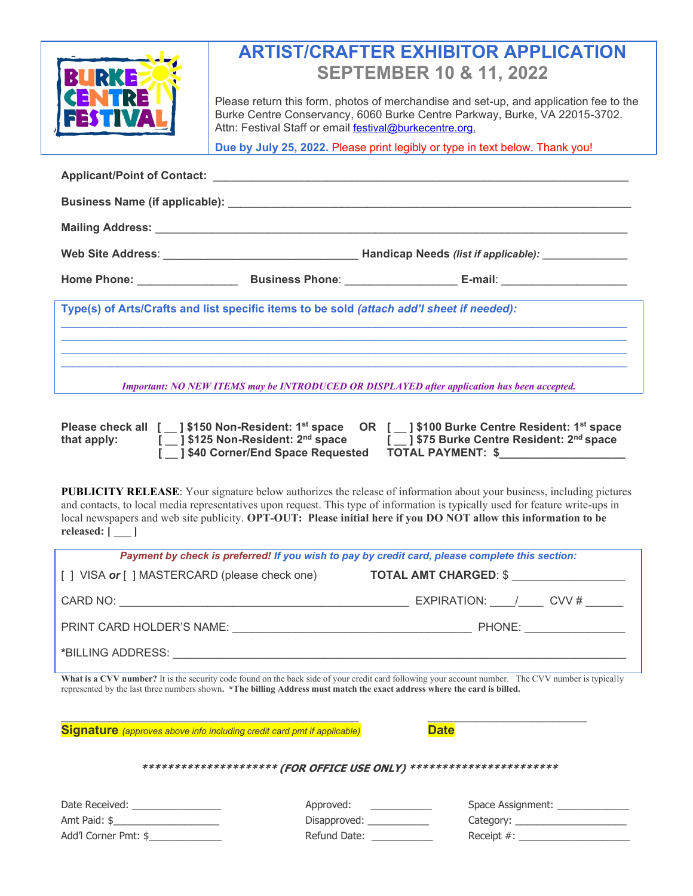BURKE CENTRE FESTIVAL

# ARTIST/CRAFTER EXHIBITOR APPLICATION

## SEPTEMBER 10 & 11, 2022

Please return this form, photos of merchandise and set-up, and application fee to the Burke Centre Conservancy, 6060 Burke Centre Parkway, Burke, VA 22015-3702. Attn: Festival Staff or email festival@burkecentre.org.

**Due by July 25, 2022.** Please print legibly or type in text below. Thank you!

**Applicant/Point of Contact:** ___________________________________________________________________

**Business Name (if applicable):** ________________________________________________________________

**Mailing Address:** _______________________________________________________________________

**Web Site Address**: ________________________________ **Handicap Needs** *(list if applicable)*: _____________

**Home Phone:** _______________ **Business Phone**: _________________ **E-mail**: ___________________

**Type(s) of Arts/Crafts and list specific items to be sold** ***(attach add'l sheet if needed):***

_____________________________________________________________________________________

_____________________________________________________________________________________

_____________________________________________________________________________________

_____________________________________________________________________________________

***Important: NO NEW ITEMS may be INTRODUCED OR DISPLAYED after application has been accepted.***

**Please check all that apply:**

**[ __ ] $150 Non-Resident: 1st space** OR **[ __ ] $100 Burke Centre Resident: 1st space**

**[ __ ] $125 Non-Resident: 2nd space** **[ __ ] $75 Burke Centre Resident: 2nd space**

**[ __ ] $40 Corner/End Space Requested** **TOTAL PAYMENT: $___________________**

**PUBLICITY RELEASE**: Your signature below authorizes the release of information about your business, including pictures and contacts, to local media representatives upon request. This type of information is typically used for feature write-ups in local newspapers and web site publicity. **OPT-OUT: Please initial here if you DO NOT allow this information to be released: [ ___ ]**

***Payment by check is preferred! If you wish to pay by credit card, please complete this section:***

[ ] VISA ***or*** [ ] MASTERCARD (please check one) **TOTAL AMT CHARGED**: $ _________________

CARD NO: _____________________________________________ EXPIRATION: ____/____ CVV # ______

PRINT CARD HOLDER'S NAME: ____________________________________ PHONE: _______________

*BILLING ADDRESS: ______________________________________________________________________

**What is a CVV number?** It is the security code found on the back side of your credit card following your account number. The CVV number is typically represented by the last three numbers shown**. *The billing Address must match the exact address where the card is billed.**

_____________________________________________ ________________________

**Signature** *(approves above info including credit card pmt if applicable)* **Date**

***\*\*\*\*\*\*\*\*\*\*\*\*\*\*\*\*\*\*\*\* (FOR OFFICE USE ONLY) \*\*\*\*\*\*\*\*\*\*\*\*\*\*\*\*\*\*\*\*\*\*\****

| | | |
|---|---|---|
| Date Received: _______________ | Approved: ___________ | Space Assignment: _____________ |
| Amt Paid: $__________________ | Disapproved: ___________ | Category: ____________________ |
| Add'l Corner Pmt: $_____________ | Refund Date: ___________ | Receipt #: ____________________ |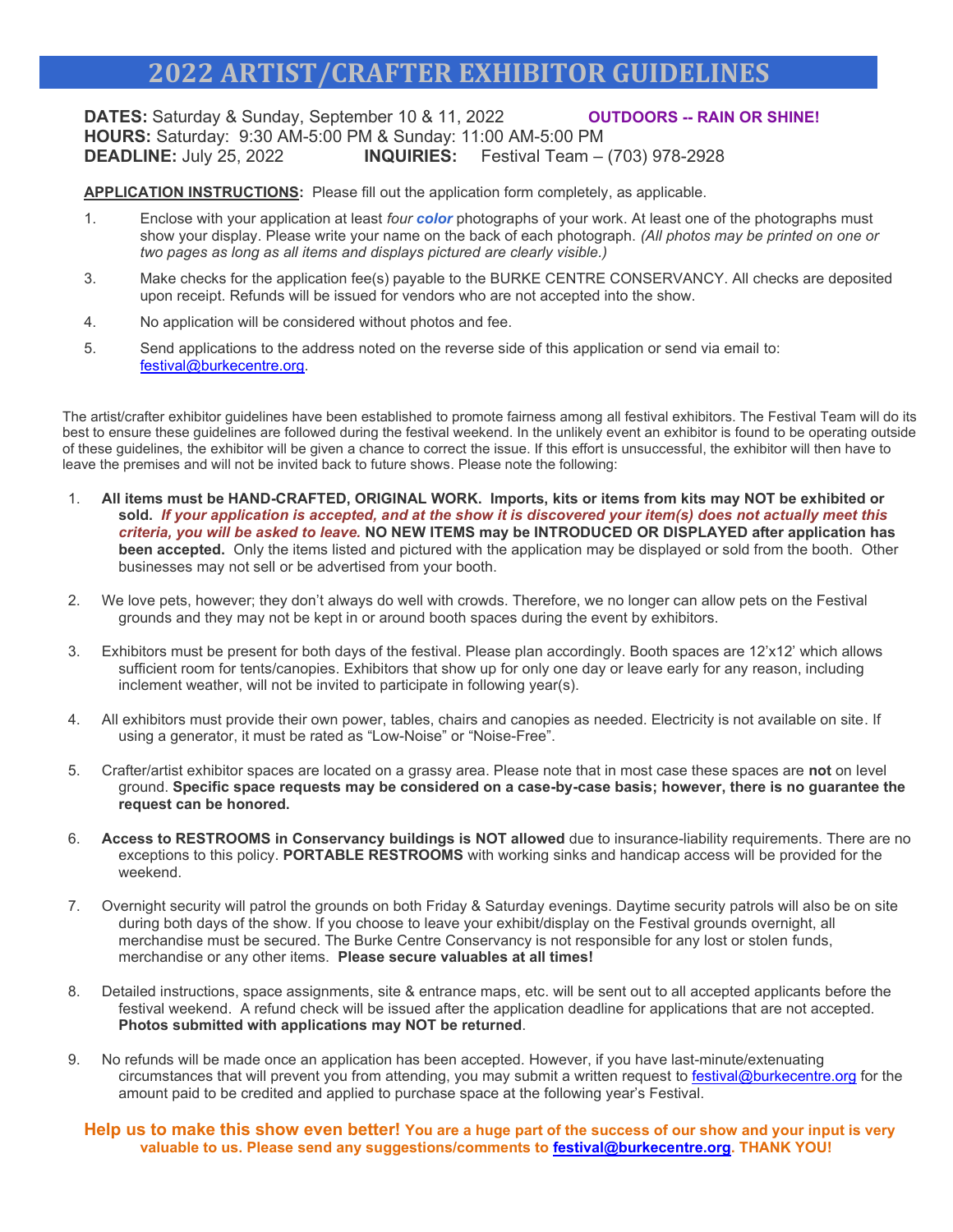# 2022 ARTIST/CRAFTER EXHIBITOR GUIDELINES

**DATES:** Saturday & Sunday, September 10 & 11, 2022 **OUTDOORS -- RAIN OR SHINE!**
**HOURS:** Saturday: 9:30 AM-5:00 PM & Sunday: 11:00 AM-5:00 PM
**DEADLINE:** July 25, 2022 **INQUIRIES:** Festival Team – (703) 978-2928

**APPLICATION INSTRUCTIONS:** Please fill out the application form completely, as applicable.

1. Enclose with your application at least *four* ***color*** photographs of your work. At least one of the photographs must show your display. Please write your name on the back of each photograph. *(All photos may be printed on one or two pages as long as all items and displays pictured are clearly visible.)*
3. Make checks for the application fee(s) payable to the BURKE CENTRE CONSERVANCY. All checks are deposited upon receipt. Refunds will be issued for vendors who are not accepted into the show.
4. No application will be considered without photos and fee.
5. Send applications to the address noted on the reverse side of this application or send via email to: festival@burkecentre.org.

The artist/crafter exhibitor guidelines have been established to promote fairness among all festival exhibitors. The Festival Team will do its best to ensure these guidelines are followed during the festival weekend. In the unlikely event an exhibitor is found to be operating outside of these guidelines, the exhibitor will be given a chance to correct the issue. If this effort is unsuccessful, the exhibitor will then have to leave the premises and will not be invited back to future shows. Please note the following:

1. **All items must be HAND-CRAFTED, ORIGINAL WORK. Imports, kits or items from kits may NOT be exhibited or sold.** ***If your application is accepted, and at the show it is discovered your item(s) does not actually meet this criteria, you will be asked to leave.*** **NO NEW ITEMS may be INTRODUCED OR DISPLAYED after application has been accepted.** Only the items listed and pictured with the application may be displayed or sold from the booth. Other businesses may not sell or be advertised from your booth.
2. We love pets, however; they don't always do well with crowds. Therefore, we no longer can allow pets on the Festival grounds and they may not be kept in or around booth spaces during the event by exhibitors.
3. Exhibitors must be present for both days of the festival. Please plan accordingly. Booth spaces are 12'x12' which allows sufficient room for tents/canopies. Exhibitors that show up for only one day or leave early for any reason, including inclement weather, will not be invited to participate in following year(s).
4. All exhibitors must provide their own power, tables, chairs and canopies as needed. Electricity is not available on site. If using a generator, it must be rated as "Low-Noise" or "Noise-Free".
5. Crafter/artist exhibitor spaces are located on a grassy area. Please note that in most case these spaces are **not** on level ground. **Specific space requests may be considered on a case-by-case basis; however, there is no guarantee the request can be honored.**
6. **Access to RESTROOMS in Conservancy buildings is NOT allowed** due to insurance-liability requirements. There are no exceptions to this policy. **PORTABLE RESTROOMS** with working sinks and handicap access will be provided for the weekend.
7. Overnight security will patrol the grounds on both Friday & Saturday evenings. Daytime security patrols will also be on site during both days of the show. If you choose to leave your exhibit/display on the Festival grounds overnight, all merchandise must be secured. The Burke Centre Conservancy is not responsible for any lost or stolen funds, merchandise or any other items. **Please secure valuables at all times!**
8. Detailed instructions, space assignments, site & entrance maps, etc. will be sent out to all accepted applicants before the festival weekend. A refund check will be issued after the application deadline for applications that are not accepted. **Photos submitted with applications may NOT be returned**.
9. No refunds will be made once an application has been accepted. However, if you have last-minute/extenuating circumstances that will prevent you from attending, you may submit a written request to festival@burkecentre.org for the amount paid to be credited and applied to purchase space at the following year's Festival.

**Help us to make this show even better! You are a huge part of the success of our show and your input is very valuable to us. Please send any suggestions/comments to festival@burkecentre.org. THANK YOU!**